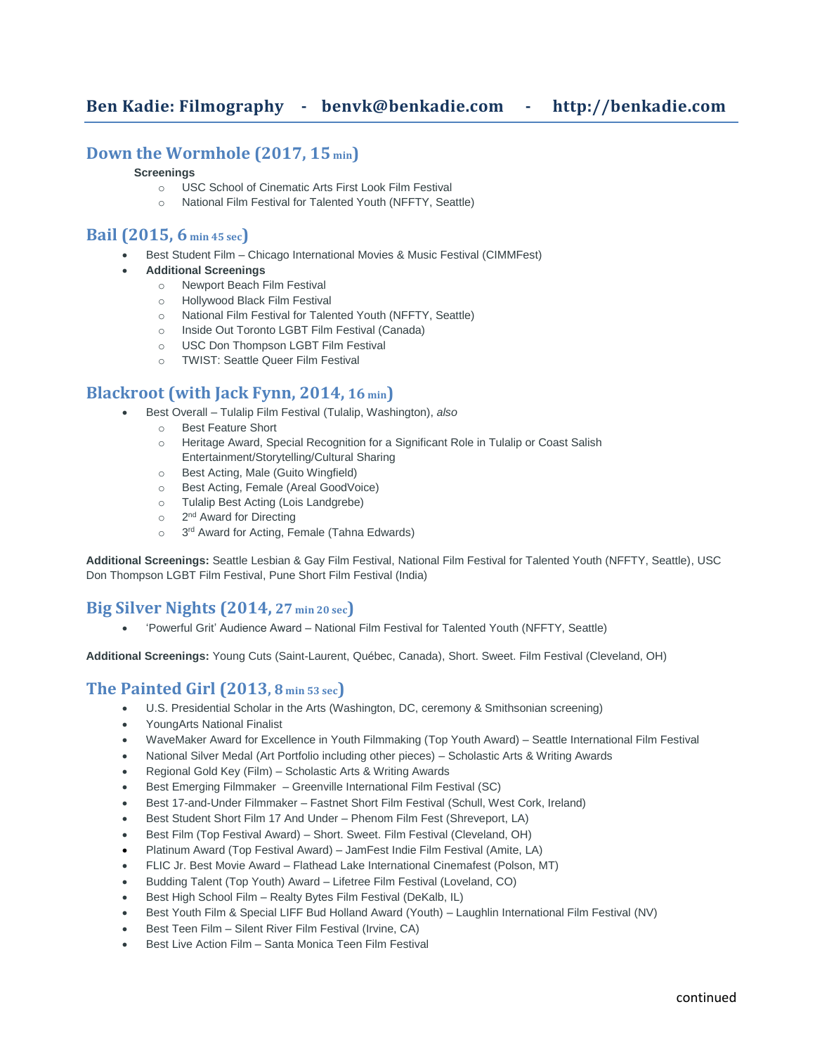# Ben Kadie: Filmography - benvk@benkadie.com - http://benkadie.com

## Down the Wormhole (2017, 15 min)

**Screenings**

- USC School of Cinematic Arts First Look Film Festival
- National Film Festival for Talented Youth (NFFTY, Seattle)

## Bail (2015, 6 min 45 sec)

- Best Student Film – Chicago International Movies & Music Festival (CIMMFest)
- **Additional Screenings**
  - Newport Beach Film Festival
  - Hollywood Black Film Festival
  - National Film Festival for Talented Youth (NFFTY, Seattle)
  - Inside Out Toronto LGBT Film Festival (Canada)
  - USC Don Thompson LGBT Film Festival
  - TWIST: Seattle Queer Film Festival

## Blackroot (with Jack Fynn, 2014, 16 min)

- Best Overall – Tulalip Film Festival (Tulalip, Washington), *also*
  - Best Feature Short
  - Heritage Award, Special Recognition for a Significant Role in Tulalip or Coast Salish Entertainment/Storytelling/Cultural Sharing
  - Best Acting, Male (Guito Wingfield)
  - Best Acting, Female (Areal GoodVoice)
  - Tulalip Best Acting (Lois Landgrebe)
  - 2nd Award for Directing
  - 3rd Award for Acting, Female (Tahna Edwards)

**Additional Screenings:** Seattle Lesbian & Gay Film Festival, National Film Festival for Talented Youth (NFFTY, Seattle), USC Don Thompson LGBT Film Festival, Pune Short Film Festival (India)

## Big Silver Nights (2014, 27 min 20 sec)

- 'Powerful Grit' Audience Award – National Film Festival for Talented Youth (NFFTY, Seattle)

**Additional Screenings:** Young Cuts (Saint-Laurent, Québec, Canada), Short. Sweet. Film Festival (Cleveland, OH)

## The Painted Girl (2013, 8 min 53 sec)

- U.S. Presidential Scholar in the Arts (Washington, DC, ceremony & Smithsonian screening)
- YoungArts National Finalist
- WaveMaker Award for Excellence in Youth Filmmaking (Top Youth Award) – Seattle International Film Festival
- National Silver Medal (Art Portfolio including other pieces) – Scholastic Arts & Writing Awards
- Regional Gold Key (Film) – Scholastic Arts & Writing Awards
- Best Emerging Filmmaker – Greenville International Film Festival (SC)
- Best 17-and-Under Filmmaker – Fastnet Short Film Festival (Schull, West Cork, Ireland)
- Best Student Short Film 17 And Under – Phenom Film Fest (Shreveport, LA)
- Best Film (Top Festival Award) – Short. Sweet. Film Festival (Cleveland, OH)
- Platinum Award (Top Festival Award) – JamFest Indie Film Festival (Amite, LA)
- FLIC Jr. Best Movie Award – Flathead Lake International Cinemafest (Polson, MT)
- Budding Talent (Top Youth) Award – Lifetree Film Festival (Loveland, CO)
- Best High School Film – Realty Bytes Film Festival (DeKalb, IL)
- Best Youth Film & Special LIFF Bud Holland Award (Youth) – Laughlin International Film Festival (NV)
- Best Teen Film – Silent River Film Festival (Irvine, CA)
- Best Live Action Film – Santa Monica Teen Film Festival

continued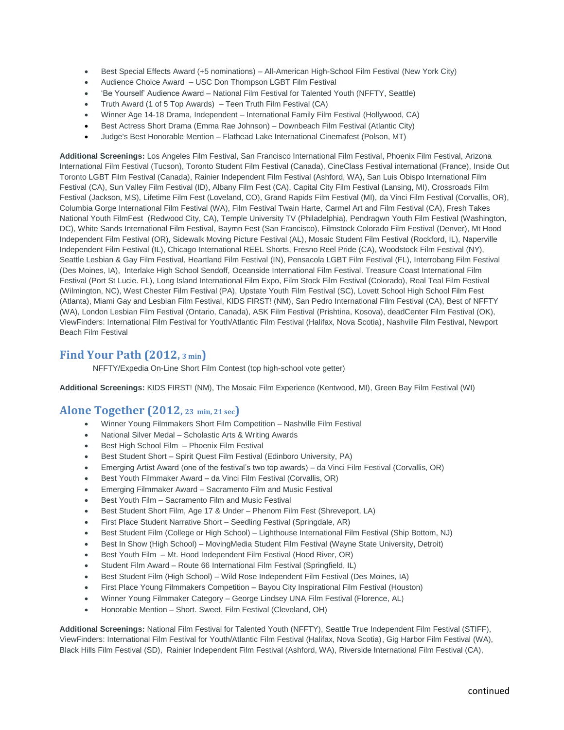- Best Special Effects Award (+5 nominations) – All-American High-School Film Festival (New York City)
- Audience Choice Award – USC Don Thompson LGBT Film Festival
- 'Be Yourself' Audience Award – National Film Festival for Talented Youth (NFFTY, Seattle)
- Truth Award (1 of 5 Top Awards) – Teen Truth Film Festival (CA)
- Winner Age 14-18 Drama, Independent – International Family Film Festival (Hollywood, CA)
- Best Actress Short Drama (Emma Rae Johnson) – Downbeach Film Festival (Atlantic City)
- Judge's Best Honorable Mention – Flathead Lake International Cinemafest (Polson, MT)

**Additional Screenings:** Los Angeles Film Festival, San Francisco International Film Festival, Phoenix Film Festival, Arizona International Film Festival (Tucson), Toronto Student Film Festival (Canada), CineClass Festival international (France), Inside Out Toronto LGBT Film Festival (Canada), Rainier Independent Film Festival (Ashford, WA), San Luis Obispo International Film Festival (CA), Sun Valley Film Festival (ID), Albany Film Fest (CA), Capital City Film Festival (Lansing, MI), Crossroads Film Festival (Jackson, MS), Lifetime Film Fest (Loveland, CO), Grand Rapids Film Festival (MI), da Vinci Film Festival (Corvallis, OR), Columbia Gorge International Film Festival (WA), Film Festival Twain Harte, Carmel Art and Film Festival (CA), Fresh Takes National Youth FilmFest (Redwood City, CA), Temple University TV (Philadelphia), Pendragwn Youth Film Festival (Washington, DC), White Sands International Film Festival, Baymn Fest (San Francisco), Filmstock Colorado Film Festival (Denver), Mt Hood Independent Film Festival (OR), Sidewalk Moving Picture Festival (AL), Mosaic Student Film Festival (Rockford, IL), Naperville Independent Film Festival (IL), Chicago International REEL Shorts, Fresno Reel Pride (CA), Woodstock Film Festival (NY), Seattle Lesbian & Gay Film Festival, Heartland Film Festival (IN), Pensacola LGBT Film Festival (FL), Interrobang Film Festival (Des Moines, IA), Interlake High School Sendoff, Oceanside International Film Festival. Treasure Coast International Film Festival (Port St Lucie. FL), Long Island International Film Expo, Film Stock Film Festival (Colorado), Real Teal Film Festival (Wilmington, NC), West Chester Film Festival (PA), Upstate Youth Film Festival (SC), Lovett School High School Film Fest (Atlanta), Miami Gay and Lesbian Film Festival, KIDS FIRST! (NM), San Pedro International Film Festival (CA), Best of NFFTY (WA), London Lesbian Film Festival (Ontario, Canada), ASK Film Festival (Prishtina, Kosova), deadCenter Film Festival (OK), ViewFinders: International Film Festival for Youth/Atlantic Film Festival (Halifax, Nova Scotia), Nashville Film Festival, Newport Beach Film Festival

## Find Your Path (2012, 3 min)

NFFTY/Expedia On-Line Short Film Contest (top high-school vote getter)

**Additional Screenings:** KIDS FIRST! (NM), The Mosaic Film Experience (Kentwood, MI), Green Bay Film Festival (WI)

## Alone Together (2012, 23 min, 21 sec)

- Winner Young Filmmakers Short Film Competition – Nashville Film Festival
- National Silver Medal – Scholastic Arts & Writing Awards
- Best High School Film – Phoenix Film Festival
- Best Student Short – Spirit Quest Film Festival (Edinboro University, PA)
- Emerging Artist Award (one of the festival's two top awards) – da Vinci Film Festival (Corvallis, OR)
- Best Youth Filmmaker Award – da Vinci Film Festival (Corvallis, OR)
- Emerging Filmmaker Award – Sacramento Film and Music Festival
- Best Youth Film – Sacramento Film and Music Festival
- Best Student Short Film, Age 17 & Under – Phenom Film Fest (Shreveport, LA)
- First Place Student Narrative Short – Seedling Festival (Springdale, AR)
- Best Student Film (College or High School) – Lighthouse International Film Festival (Ship Bottom, NJ)
- Best In Show (High School) – MovingMedia Student Film Festival (Wayne State University, Detroit)
- Best Youth Film – Mt. Hood Independent Film Festival (Hood River, OR)
- Student Film Award – Route 66 International Film Festival (Springfield, IL)
- Best Student Film (High School) – Wild Rose Independent Film Festival (Des Moines, IA)
- First Place Young Filmmakers Competition – Bayou City Inspirational Film Festival (Houston)
- Winner Young Filmmaker Category – George Lindsey UNA Film Festival (Florence, AL)
- Honorable Mention – Short. Sweet. Film Festival (Cleveland, OH)

**Additional Screenings:** National Film Festival for Talented Youth (NFFTY), Seattle True Independent Film Festival (STIFF), ViewFinders: International Film Festival for Youth/Atlantic Film Festival (Halifax, Nova Scotia), Gig Harbor Film Festival (WA), Black Hills Film Festival (SD), Rainier Independent Film Festival (Ashford, WA), Riverside International Film Festival (CA),

continued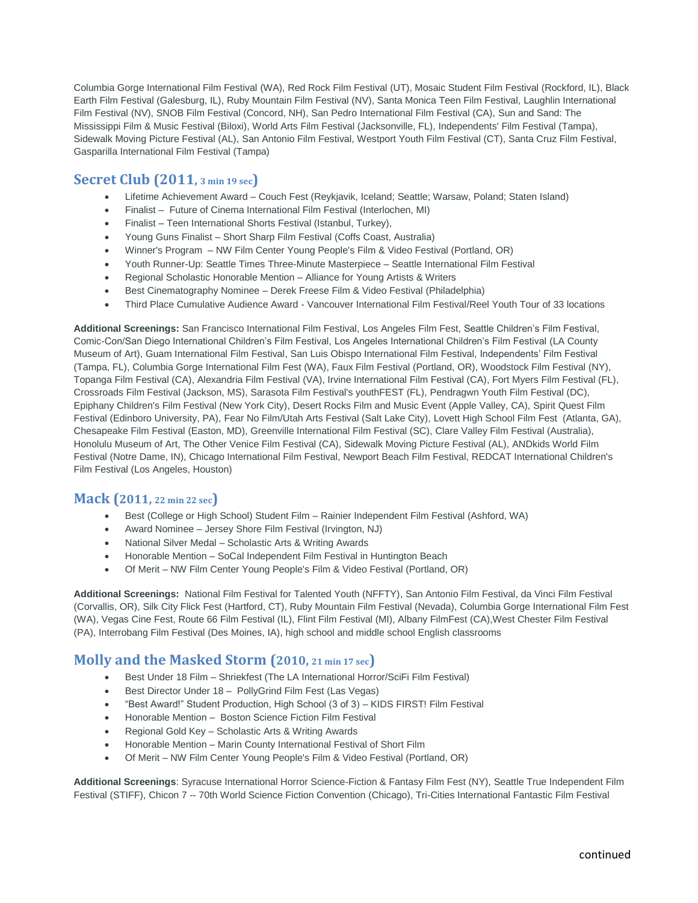Columbia Gorge International Film Festival (WA), Red Rock Film Festival (UT), Mosaic Student Film Festival (Rockford, IL), Black Earth Film Festival (Galesburg, IL), Ruby Mountain Film Festival (NV), Santa Monica Teen Film Festival, Laughlin International Film Festival (NV), SNOB Film Festival (Concord, NH), San Pedro International Film Festival (CA), Sun and Sand: The Mississippi Film & Music Festival (Biloxi), World Arts Film Festival (Jacksonville, FL), Independents' Film Festival (Tampa), Sidewalk Moving Picture Festival (AL), San Antonio Film Festival, Westport Youth Film Festival (CT), Santa Cruz Film Festival, Gasparilla International Film Festival (Tampa)

## Secret Club (2011, 3 min 19 sec)

- Lifetime Achievement Award – Couch Fest (Reykjavik, Iceland; Seattle; Warsaw, Poland; Staten Island)
- Finalist – Future of Cinema International Film Festival (Interlochen, MI)
- Finalist – Teen International Shorts Festival (Istanbul, Turkey),
- Young Guns Finalist – Short Sharp Film Festival (Coffs Coast, Australia)
- Winner's Program – NW Film Center Young People's Film & Video Festival (Portland, OR)
- Youth Runner-Up: Seattle Times Three-Minute Masterpiece – Seattle International Film Festival
- Regional Scholastic Honorable Mention – Alliance for Young Artists & Writers
- Best Cinematography Nominee – Derek Freese Film & Video Festival (Philadelphia)
- Third Place Cumulative Audience Award - Vancouver International Film Festival/Reel Youth Tour of 33 locations

**Additional Screenings:** San Francisco International Film Festival, Los Angeles Film Fest, Seattle Children's Film Festival, Comic-Con/San Diego International Children's Film Festival, Los Angeles International Children's Film Festival (LA County Museum of Art), Guam International Film Festival, San Luis Obispo International Film Festival, Independents' Film Festival (Tampa, FL), Columbia Gorge International Film Fest (WA), Faux Film Festival (Portland, OR), Woodstock Film Festival (NY), Topanga Film Festival (CA), Alexandria Film Festival (VA), Irvine International Film Festival (CA), Fort Myers Film Festival (FL), Crossroads Film Festival (Jackson, MS), Sarasota Film Festival's youthFEST (FL), Pendragwn Youth Film Festival (DC), Epiphany Children's Film Festival (New York City), Desert Rocks Film and Music Event (Apple Valley, CA), Spirit Quest Film Festival (Edinboro University, PA), Fear No Film/Utah Arts Festival (Salt Lake City), Lovett High School Film Fest (Atlanta, GA), Chesapeake Film Festival (Easton, MD), Greenville International Film Festival (SC), Clare Valley Film Festival (Australia), Honolulu Museum of Art, The Other Venice Film Festival (CA), Sidewalk Moving Picture Festival (AL), ANDkids World Film Festival (Notre Dame, IN), Chicago International Film Festival, Newport Beach Film Festival, REDCAT International Children's Film Festival (Los Angeles, Houston)

## Mack (2011, 22 min 22 sec)

- Best (College or High School) Student Film – Rainier Independent Film Festival (Ashford, WA)
- Award Nominee – Jersey Shore Film Festival (Irvington, NJ)
- National Silver Medal – Scholastic Arts & Writing Awards
- Honorable Mention – SoCal Independent Film Festival in Huntington Beach
- Of Merit – NW Film Center Young People's Film & Video Festival (Portland, OR)

**Additional Screenings:** National Film Festival for Talented Youth (NFFTY), San Antonio Film Festival, da Vinci Film Festival (Corvallis, OR), Silk City Flick Fest (Hartford, CT), Ruby Mountain Film Festival (Nevada), Columbia Gorge International Film Fest (WA), Vegas Cine Fest, Route 66 Film Festival (IL), Flint Film Festival (MI), Albany FilmFest (CA),West Chester Film Festival (PA), Interrobang Film Festival (Des Moines, IA), high school and middle school English classrooms

## Molly and the Masked Storm (2010, 21 min 17 sec)

- Best Under 18 Film – Shriekfest (The LA International Horror/SciFi Film Festival)
- Best Director Under 18 – PollyGrind Film Fest (Las Vegas)
- "Best Award!" Student Production, High School (3 of 3) – KIDS FIRST! Film Festival
- Honorable Mention – Boston Science Fiction Film Festival
- Regional Gold Key – Scholastic Arts & Writing Awards
- Honorable Mention – Marin County International Festival of Short Film
- Of Merit – NW Film Center Young People's Film & Video Festival (Portland, OR)

**Additional Screenings**: Syracuse International Horror Science-Fiction & Fantasy Film Fest (NY), Seattle True Independent Film Festival (STIFF), Chicon 7 -- 70th World Science Fiction Convention (Chicago), Tri-Cities International Fantastic Film Festival

continued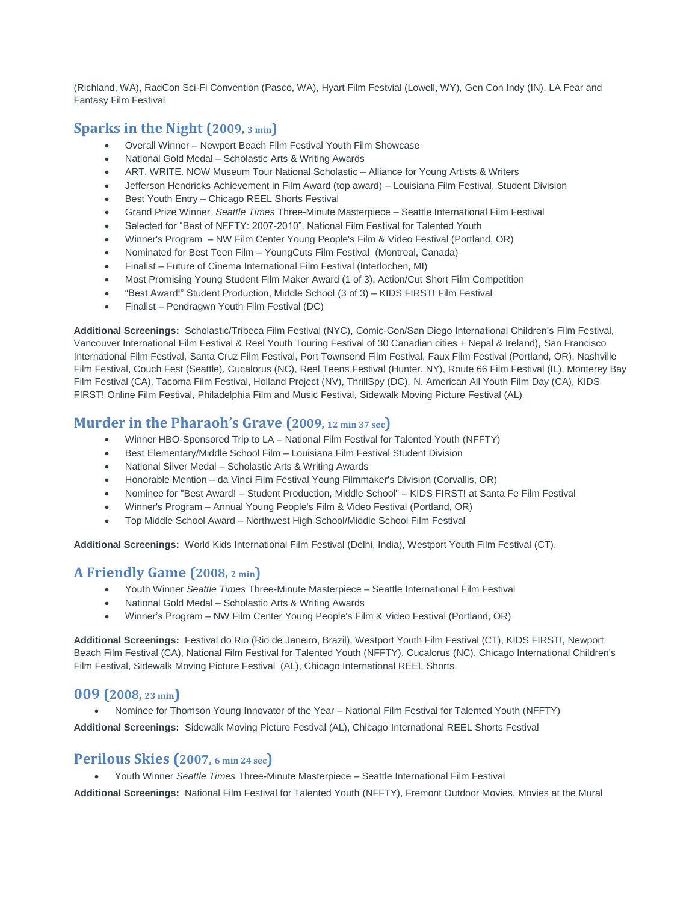(Richland, WA), RadCon Sci-Fi Convention (Pasco, WA), Hyart Film Festvial (Lowell, WY), Gen Con Indy (IN), LA Fear and Fantasy Film Festival

## Sparks in the Night (2009, 3 min)

- Overall Winner – Newport Beach Film Festival Youth Film Showcase
- National Gold Medal – Scholastic Arts & Writing Awards
- ART. WRITE. NOW Museum Tour National Scholastic – Alliance for Young Artists & Writers
- Jefferson Hendricks Achievement in Film Award (top award) – Louisiana Film Festival, Student Division
- Best Youth Entry – Chicago REEL Shorts Festival
- Grand Prize Winner *Seattle Times* Three-Minute Masterpiece – Seattle International Film Festival
- Selected for "Best of NFFTY: 2007-2010", National Film Festival for Talented Youth
- Winner's Program – NW Film Center Young People's Film & Video Festival (Portland, OR)
- Nominated for Best Teen Film – YoungCuts Film Festival (Montreal, Canada)
- Finalist – Future of Cinema International Film Festival (Interlochen, MI)
- Most Promising Young Student Film Maker Award (1 of 3), Action/Cut Short Film Competition
- "Best Award!" Student Production, Middle School (3 of 3) – KIDS FIRST! Film Festival
- Finalist – Pendragwn Youth Film Festival (DC)

**Additional Screenings:** Scholastic/Tribeca Film Festival (NYC), Comic-Con/San Diego International Children's Film Festival, Vancouver International Film Festival & Reel Youth Touring Festival of 30 Canadian cities + Nepal & Ireland), San Francisco International Film Festival, Santa Cruz Film Festival, Port Townsend Film Festival, Faux Film Festival (Portland, OR), Nashville Film Festival, Couch Fest (Seattle), Cucalorus (NC), Reel Teens Festival (Hunter, NY), Route 66 Film Festival (IL), Monterey Bay Film Festival (CA), Tacoma Film Festival, Holland Project (NV), ThrillSpy (DC), N. American All Youth Film Day (CA), KIDS FIRST! Online Film Festival, Philadelphia Film and Music Festival, Sidewalk Moving Picture Festival (AL)

## Murder in the Pharaoh's Grave (2009, 12 min 37 sec)

- Winner HBO-Sponsored Trip to LA – National Film Festival for Talented Youth (NFFTY)
- Best Elementary/Middle School Film – Louisiana Film Festival Student Division
- National Silver Medal – Scholastic Arts & Writing Awards
- Honorable Mention – da Vinci Film Festival Young Filmmaker's Division (Corvallis, OR)
- Nominee for "Best Award! – Student Production, Middle School" – KIDS FIRST! at Santa Fe Film Festival
- Winner's Program – Annual Young People's Film & Video Festival (Portland, OR)
- Top Middle School Award – Northwest High School/Middle School Film Festival

**Additional Screenings:** World Kids International Film Festival (Delhi, India), Westport Youth Film Festival (CT).

## A Friendly Game (2008, 2 min)

- Youth Winner *Seattle Times* Three-Minute Masterpiece – Seattle International Film Festival
- National Gold Medal – Scholastic Arts & Writing Awards
- Winner's Program – NW Film Center Young People's Film & Video Festival (Portland, OR)

**Additional Screenings:** Festival do Rio (Rio de Janeiro, Brazil), Westport Youth Film Festival (CT), KIDS FIRST!, Newport Beach Film Festival (CA), National Film Festival for Talented Youth (NFFTY), Cucalorus (NC), Chicago International Children's Film Festival, Sidewalk Moving Picture Festival (AL), Chicago International REEL Shorts.

## 009 (2008, 23 min)

- Nominee for Thomson Young Innovator of the Year – National Film Festival for Talented Youth (NFFTY)

**Additional Screenings:** Sidewalk Moving Picture Festival (AL), Chicago International REEL Shorts Festival

## Perilous Skies (2007, 6 min 24 sec)

- Youth Winner *Seattle Times* Three-Minute Masterpiece – Seattle International Film Festival

**Additional Screenings:** National Film Festival for Talented Youth (NFFTY), Fremont Outdoor Movies, Movies at the Mural